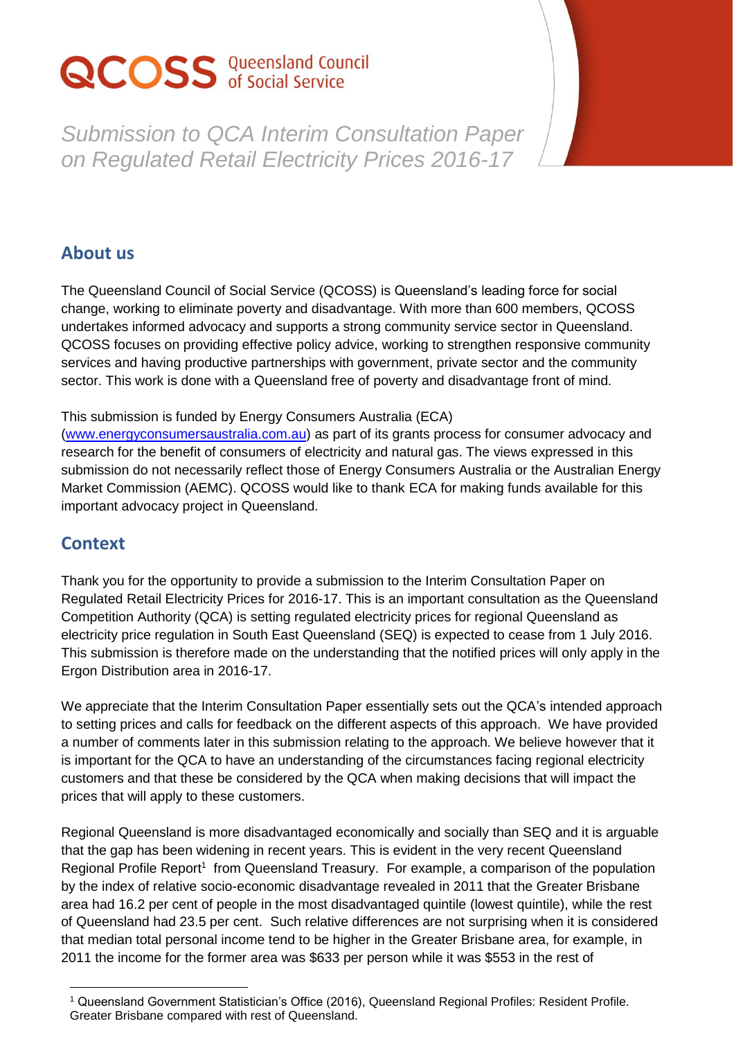QCOSS Queensland Council of Social Service

# Submission to QCA Interim Consultation Paper on Regulated Retail Electricity Prices 2016-17

## About us

The Queensland Council of Social Service (QCOSS) is Queensland's leading force for social change, working to eliminate poverty and disadvantage. With more than 600 members, QCOSS undertakes informed advocacy and supports a strong community service sector in Queensland. QCOSS focuses on providing effective policy advice, working to strengthen responsive community services and having productive partnerships with government, private sector and the community sector. This work is done with a Queensland free of poverty and disadvantage front of mind.

This submission is funded by Energy Consumers Australia (ECA) ([www.energyconsumersaustralia.com.au](http://www.energyconsumersaustralia.com.au)) as part of its grants process for consumer advocacy and research for the benefit of consumers of electricity and natural gas. The views expressed in this submission do not necessarily reflect those of Energy Consumers Australia or the Australian Energy Market Commission (AEMC). QCOSS would like to thank ECA for making funds available for this important advocacy project in Queensland.

## Context

Thank you for the opportunity to provide a submission to the Interim Consultation Paper on Regulated Retail Electricity Prices for 2016-17. This is an important consultation as the Queensland Competition Authority (QCA) is setting regulated electricity prices for regional Queensland as electricity price regulation in South East Queensland (SEQ) is expected to cease from 1 July 2016. This submission is therefore made on the understanding that the notified prices will only apply in the Ergon Distribution area in 2016-17.

We appreciate that the Interim Consultation Paper essentially sets out the QCA's intended approach to setting prices and calls for feedback on the different aspects of this approach. We have provided a number of comments later in this submission relating to the approach. We believe however that it is important for the QCA to have an understanding of the circumstances facing regional electricity customers and that these be considered by the QCA when making decisions that will impact the prices that will apply to these customers.

Regional Queensland is more disadvantaged economically and socially than SEQ and it is arguable that the gap has been widening in recent years. This is evident in the very recent Queensland Regional Profile Report[1] from Queensland Treasury. For example, a comparison of the population by the index of relative socio-economic disadvantage revealed in 2011 that the Greater Brisbane area had 16.2 per cent of people in the most disadvantaged quintile (lowest quintile), while the rest of Queensland had 23.5 per cent. Such relative differences are not surprising when it is considered that median total personal income tend to be higher in the Greater Brisbane area, for example, in 2011 the income for the former area was $633 per person while it was $553 in the rest of

[1] Queensland Government Statistician's Office (2016), Queensland Regional Profiles: Resident Profile. Greater Brisbane compared with rest of Queensland.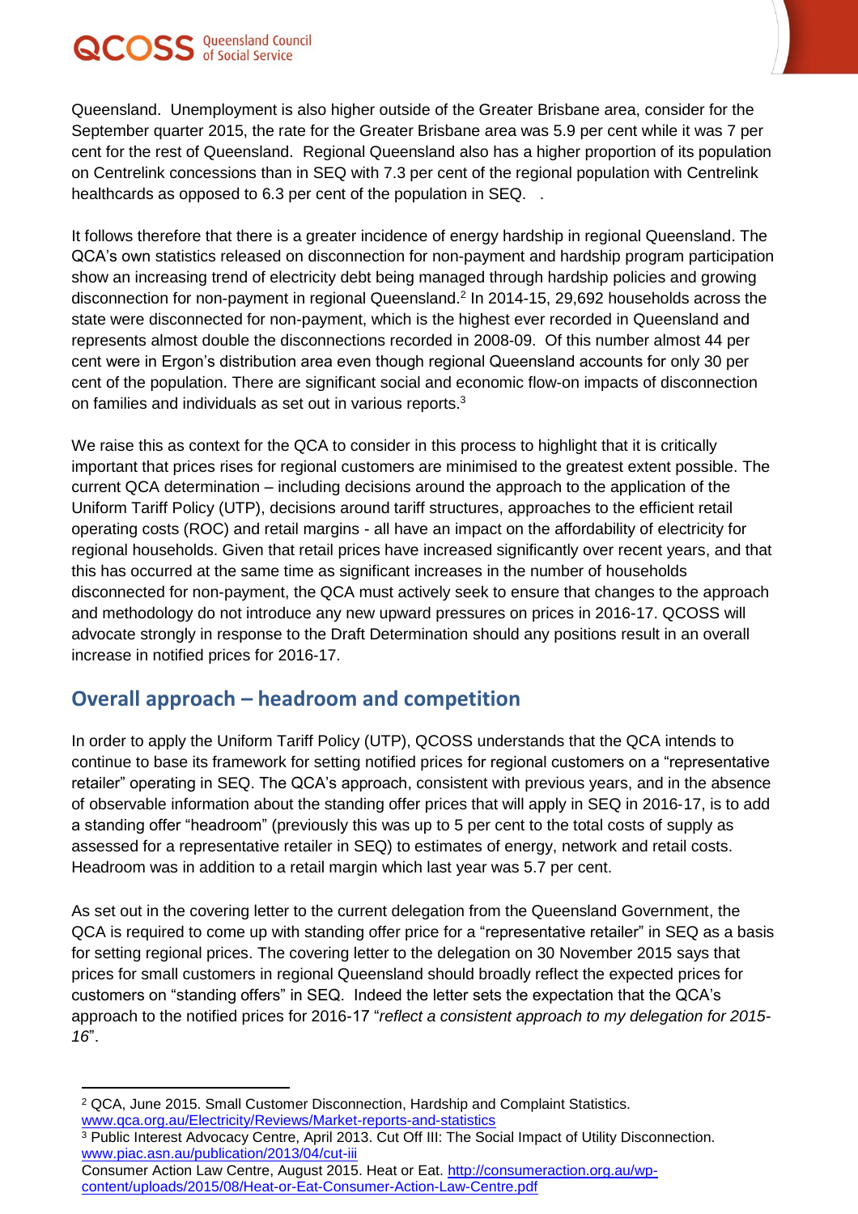Queensland. Unemployment is also higher outside of the Greater Brisbane area, consider for the September quarter 2015, the rate for the Greater Brisbane area was 5.9 per cent while it was 7 per cent for the rest of Queensland. Regional Queensland also has a higher proportion of its population on Centrelink concessions than in SEQ with 7.3 per cent of the regional population with Centrelink healthcards as opposed to 6.3 per cent of the population in SEQ. .

It follows therefore that there is a greater incidence of energy hardship in regional Queensland. The QCA's own statistics released on disconnection for non-payment and hardship program participation show an increasing trend of electricity debt being managed through hardship policies and growing disconnection for non-payment in regional Queensland.[2] In 2014-15, 29,692 households across the state were disconnected for non-payment, which is the highest ever recorded in Queensland and represents almost double the disconnections recorded in 2008-09. Of this number almost 44 per cent were in Ergon's distribution area even though regional Queensland accounts for only 30 per cent of the population. There are significant social and economic flow-on impacts of disconnection on families and individuals as set out in various reports.[3]

We raise this as context for the QCA to consider in this process to highlight that it is critically important that prices rises for regional customers are minimised to the greatest extent possible. The current QCA determination – including decisions around the approach to the application of the Uniform Tariff Policy (UTP), decisions around tariff structures, approaches to the efficient retail operating costs (ROC) and retail margins - all have an impact on the affordability of electricity for regional households. Given that retail prices have increased significantly over recent years, and that this has occurred at the same time as significant increases in the number of households disconnected for non-payment, the QCA must actively seek to ensure that changes to the approach and methodology do not introduce any new upward pressures on prices in 2016-17. QCOSS will advocate strongly in response to the Draft Determination should any positions result in an overall increase in notified prices for 2016-17.

## Overall approach – headroom and competition

In order to apply the Uniform Tariff Policy (UTP), QCOSS understands that the QCA intends to continue to base its framework for setting notified prices for regional customers on a "representative retailer" operating in SEQ. The QCA's approach, consistent with previous years, and in the absence of observable information about the standing offer prices that will apply in SEQ in 2016-17, is to add a standing offer "headroom" (previously this was up to 5 per cent to the total costs of supply as assessed for a representative retailer in SEQ) to estimates of energy, network and retail costs. Headroom was in addition to a retail margin which last year was 5.7 per cent.

As set out in the covering letter to the current delegation from the Queensland Government, the QCA is required to come up with standing offer price for a "representative retailer" in SEQ as a basis for setting regional prices. The covering letter to the delegation on 30 November 2015 says that prices for small customers in regional Queensland should broadly reflect the expected prices for customers on "standing offers" in SEQ. Indeed the letter sets the expectation that the QCA's approach to the notified prices for 2016-17 "*reflect a consistent approach to my delegation for 2015-16*".

---

[2] QCA, June 2015. Small Customer Disconnection, Hardship and Complaint Statistics. www.qca.org.au/Electricity/Reviews/Market-reports-and-statistics

[3] Public Interest Advocacy Centre, April 2013. Cut Off III: The Social Impact of Utility Disconnection. www.piac.asn.au/publication/2013/04/cut-iii

Consumer Action Law Centre, August 2015. Heat or Eat. http://consumeraction.org.au/wp-content/uploads/2015/08/Heat-or-Eat-Consumer-Action-Law-Centre.pdf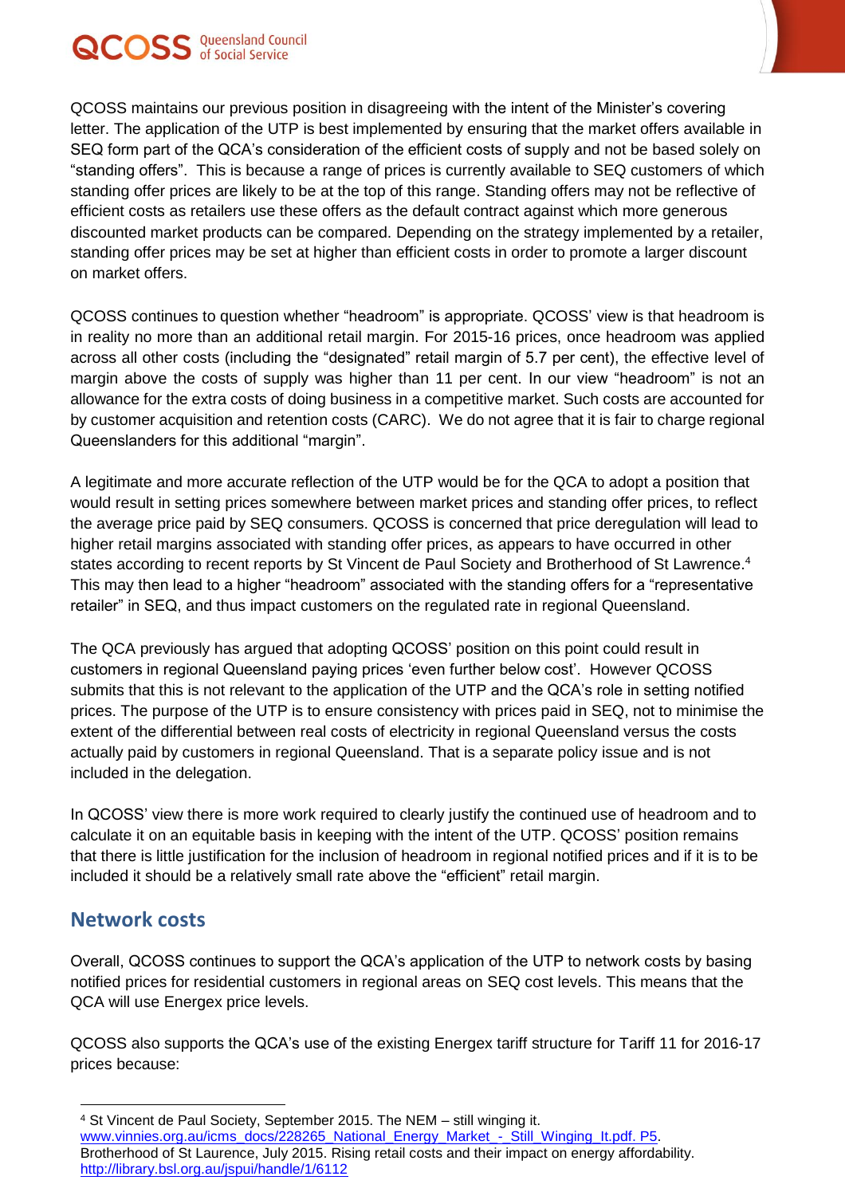QCOSS maintains our previous position in disagreeing with the intent of the Minister's covering letter. The application of the UTP is best implemented by ensuring that the market offers available in SEQ form part of the QCA's consideration of the efficient costs of supply and not be based solely on "standing offers". This is because a range of prices is currently available to SEQ customers of which standing offer prices are likely to be at the top of this range. Standing offers may not be reflective of efficient costs as retailers use these offers as the default contract against which more generous discounted market products can be compared. Depending on the strategy implemented by a retailer, standing offer prices may be set at higher than efficient costs in order to promote a larger discount on market offers.

QCOSS continues to question whether "headroom" is appropriate. QCOSS' view is that headroom is in reality no more than an additional retail margin. For 2015-16 prices, once headroom was applied across all other costs (including the "designated" retail margin of 5.7 per cent), the effective level of margin above the costs of supply was higher than 11 per cent. In our view "headroom" is not an allowance for the extra costs of doing business in a competitive market. Such costs are accounted for by customer acquisition and retention costs (CARC). We do not agree that it is fair to charge regional Queenslanders for this additional "margin".

A legitimate and more accurate reflection of the UTP would be for the QCA to adopt a position that would result in setting prices somewhere between market prices and standing offer prices, to reflect the average price paid by SEQ consumers. QCOSS is concerned that price deregulation will lead to higher retail margins associated with standing offer prices, as appears to have occurred in other states according to recent reports by St Vincent de Paul Society and Brotherhood of St Lawrence.[4] This may then lead to a higher "headroom" associated with the standing offers for a "representative retailer" in SEQ, and thus impact customers on the regulated rate in regional Queensland.

The QCA previously has argued that adopting QCOSS' position on this point could result in customers in regional Queensland paying prices 'even further below cost'. However QCOSS submits that this is not relevant to the application of the UTP and the QCA's role in setting notified prices. The purpose of the UTP is to ensure consistency with prices paid in SEQ, not to minimise the extent of the differential between real costs of electricity in regional Queensland versus the costs actually paid by customers in regional Queensland. That is a separate policy issue and is not included in the delegation.

In QCOSS' view there is more work required to clearly justify the continued use of headroom and to calculate it on an equitable basis in keeping with the intent of the UTP. QCOSS' position remains that there is little justification for the inclusion of headroom in regional notified prices and if it is to be included it should be a relatively small rate above the "efficient" retail margin.

## Network costs

Overall, QCOSS continues to support the QCA's application of the UTP to network costs by basing notified prices for residential customers in regional areas on SEQ cost levels. This means that the QCA will use Energex price levels.

QCOSS also supports the QCA's use of the existing Energex tariff structure for Tariff 11 for 2016-17 prices because:

---

[4] St Vincent de Paul Society, September 2015. The NEM – still winging it. www.vinnies.org.au/icms_docs/228265_National_Energy_Market_-_Still_Winging_It.pdf. P5. Brotherhood of St Laurence, July 2015. Rising retail costs and their impact on energy affordability. http://library.bsl.org.au/jspui/handle/1/6112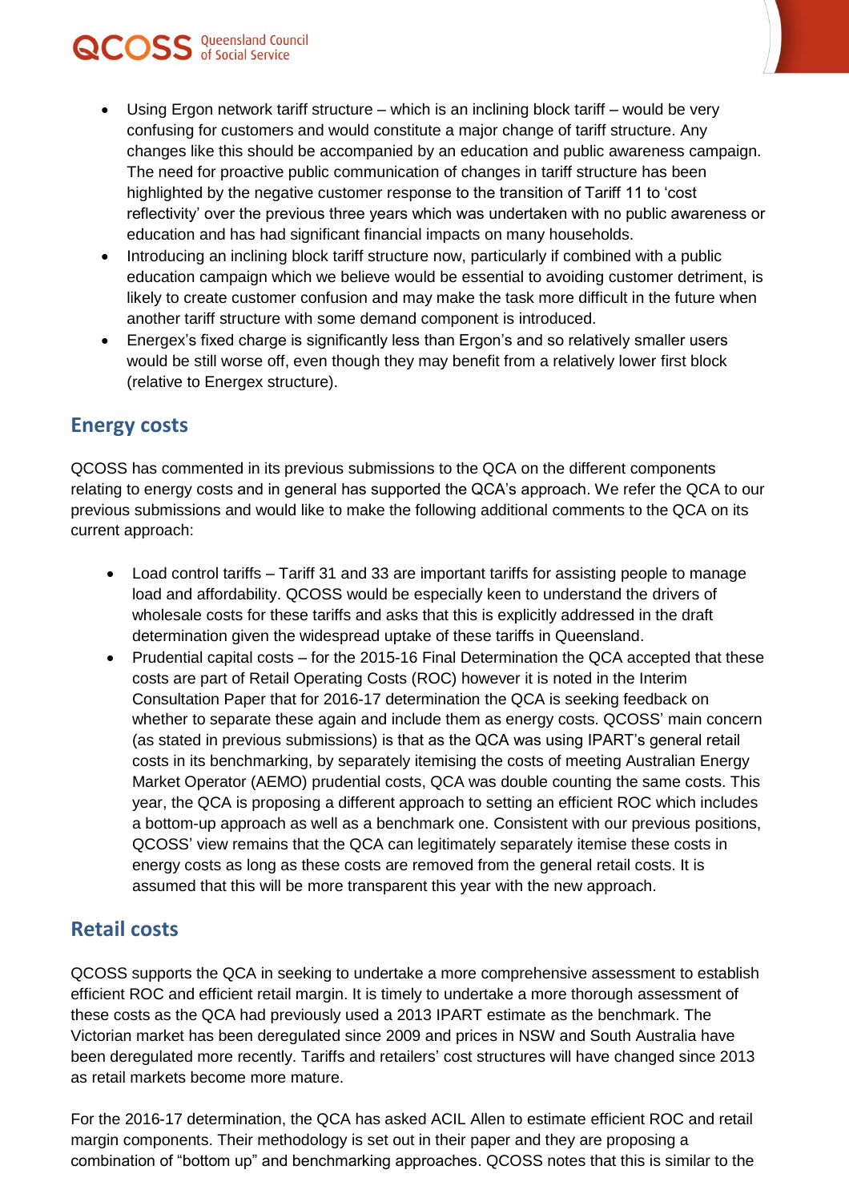- Using Ergon network tariff structure – which is an inclining block tariff – would be very confusing for customers and would constitute a major change of tariff structure. Any changes like this should be accompanied by an education and public awareness campaign. The need for proactive public communication of changes in tariff structure has been highlighted by the negative customer response to the transition of Tariff 11 to 'cost reflectivity' over the previous three years which was undertaken with no public awareness or education and has had significant financial impacts on many households.
- Introducing an inclining block tariff structure now, particularly if combined with a public education campaign which we believe would be essential to avoiding customer detriment, is likely to create customer confusion and may make the task more difficult in the future when another tariff structure with some demand component is introduced.
- Energex's fixed charge is significantly less than Ergon's and so relatively smaller users would be still worse off, even though they may benefit from a relatively lower first block (relative to Energex structure).

## Energy costs

QCOSS has commented in its previous submissions to the QCA on the different components relating to energy costs and in general has supported the QCA's approach. We refer the QCA to our previous submissions and would like to make the following additional comments to the QCA on its current approach:

- Load control tariffs – Tariff 31 and 33 are important tariffs for assisting people to manage load and affordability. QCOSS would be especially keen to understand the drivers of wholesale costs for these tariffs and asks that this is explicitly addressed in the draft determination given the widespread uptake of these tariffs in Queensland.
- Prudential capital costs – for the 2015-16 Final Determination the QCA accepted that these costs are part of Retail Operating Costs (ROC) however it is noted in the Interim Consultation Paper that for 2016-17 determination the QCA is seeking feedback on whether to separate these again and include them as energy costs. QCOSS' main concern (as stated in previous submissions) is that as the QCA was using IPART's general retail costs in its benchmarking, by separately itemising the costs of meeting Australian Energy Market Operator (AEMO) prudential costs, QCA was double counting the same costs. This year, the QCA is proposing a different approach to setting an efficient ROC which includes a bottom-up approach as well as a benchmark one. Consistent with our previous positions, QCOSS' view remains that the QCA can legitimately separately itemise these costs in energy costs as long as these costs are removed from the general retail costs. It is assumed that this will be more transparent this year with the new approach.

## Retail costs

QCOSS supports the QCA in seeking to undertake a more comprehensive assessment to establish efficient ROC and efficient retail margin. It is timely to undertake a more thorough assessment of these costs as the QCA had previously used a 2013 IPART estimate as the benchmark. The Victorian market has been deregulated since 2009 and prices in NSW and South Australia have been deregulated more recently. Tariffs and retailers' cost structures will have changed since 2013 as retail markets become more mature.

For the 2016-17 determination, the QCA has asked ACIL Allen to estimate efficient ROC and retail margin components. Their methodology is set out in their paper and they are proposing a combination of "bottom up" and benchmarking approaches. QCOSS notes that this is similar to the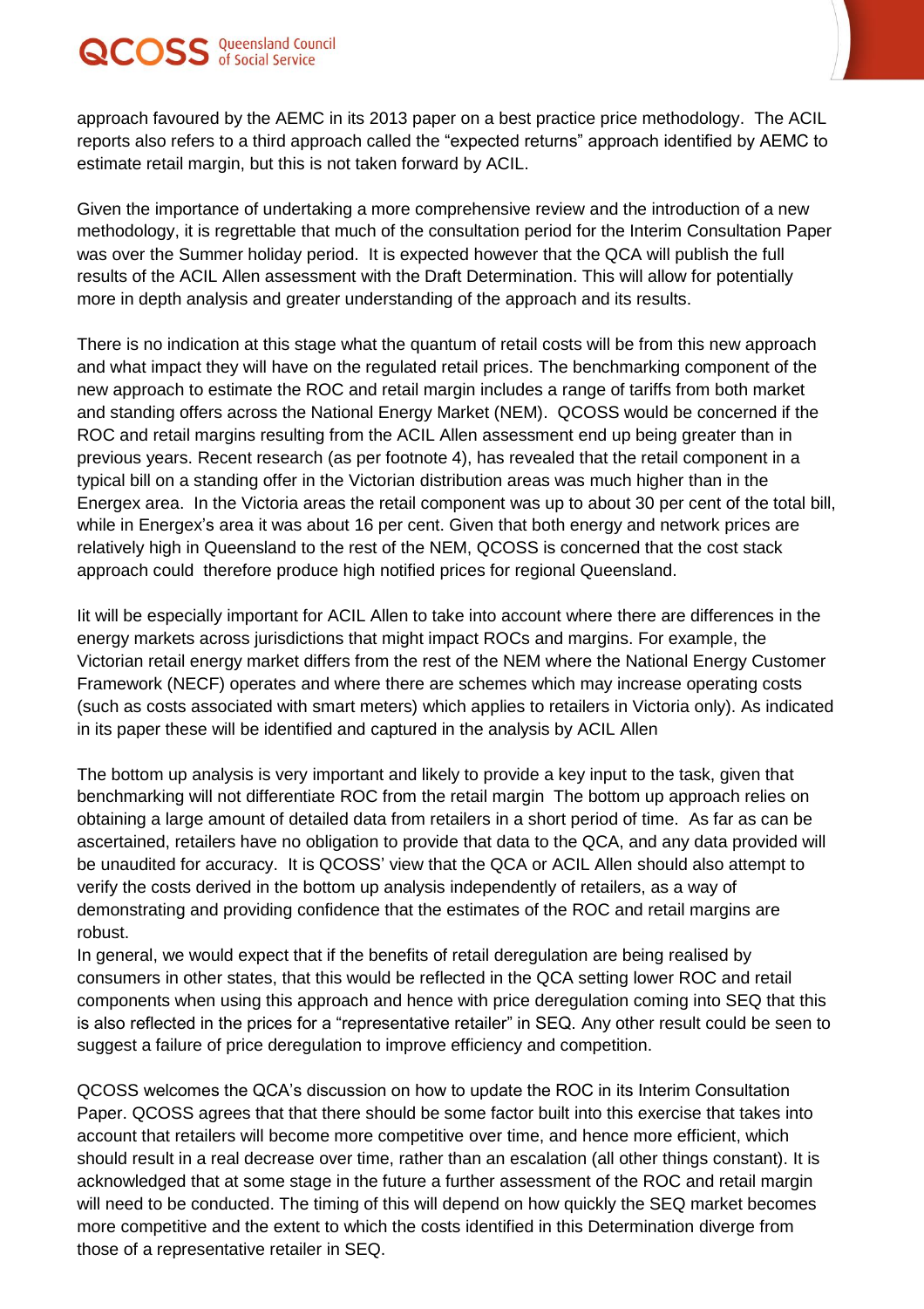approach favoured by the AEMC in its 2013 paper on a best practice price methodology. The ACIL reports also refers to a third approach called the "expected returns" approach identified by AEMC to estimate retail margin, but this is not taken forward by ACIL.

Given the importance of undertaking a more comprehensive review and the introduction of a new methodology, it is regrettable that much of the consultation period for the Interim Consultation Paper was over the Summer holiday period. It is expected however that the QCA will publish the full results of the ACIL Allen assessment with the Draft Determination. This will allow for potentially more in depth analysis and greater understanding of the approach and its results.

There is no indication at this stage what the quantum of retail costs will be from this new approach and what impact they will have on the regulated retail prices. The benchmarking component of the new approach to estimate the ROC and retail margin includes a range of tariffs from both market and standing offers across the National Energy Market (NEM). QCOSS would be concerned if the ROC and retail margins resulting from the ACIL Allen assessment end up being greater than in previous years. Recent research (as per footnote 4), has revealed that the retail component in a typical bill on a standing offer in the Victorian distribution areas was much higher than in the Energex area. In the Victoria areas the retail component was up to about 30 per cent of the total bill, while in Energex's area it was about 16 per cent. Given that both energy and network prices are relatively high in Queensland to the rest of the NEM, QCOSS is concerned that the cost stack approach could therefore produce high notified prices for regional Queensland.

Iit will be especially important for ACIL Allen to take into account where there are differences in the energy markets across jurisdictions that might impact ROCs and margins. For example, the Victorian retail energy market differs from the rest of the NEM where the National Energy Customer Framework (NECF) operates and where there are schemes which may increase operating costs (such as costs associated with smart meters) which applies to retailers in Victoria only). As indicated in its paper these will be identified and captured in the analysis by ACIL Allen

The bottom up analysis is very important and likely to provide a key input to the task, given that benchmarking will not differentiate ROC from the retail margin The bottom up approach relies on obtaining a large amount of detailed data from retailers in a short period of time. As far as can be ascertained, retailers have no obligation to provide that data to the QCA, and any data provided will be unaudited for accuracy. It is QCOSS' view that the QCA or ACIL Allen should also attempt to verify the costs derived in the bottom up analysis independently of retailers, as a way of demonstrating and providing confidence that the estimates of the ROC and retail margins are robust.

In general, we would expect that if the benefits of retail deregulation are being realised by consumers in other states, that this would be reflected in the QCA setting lower ROC and retail components when using this approach and hence with price deregulation coming into SEQ that this is also reflected in the prices for a "representative retailer" in SEQ. Any other result could be seen to suggest a failure of price deregulation to improve efficiency and competition.

QCOSS welcomes the QCA's discussion on how to update the ROC in its Interim Consultation Paper. QCOSS agrees that that there should be some factor built into this exercise that takes into account that retailers will become more competitive over time, and hence more efficient, which should result in a real decrease over time, rather than an escalation (all other things constant). It is acknowledged that at some stage in the future a further assessment of the ROC and retail margin will need to be conducted. The timing of this will depend on how quickly the SEQ market becomes more competitive and the extent to which the costs identified in this Determination diverge from those of a representative retailer in SEQ.